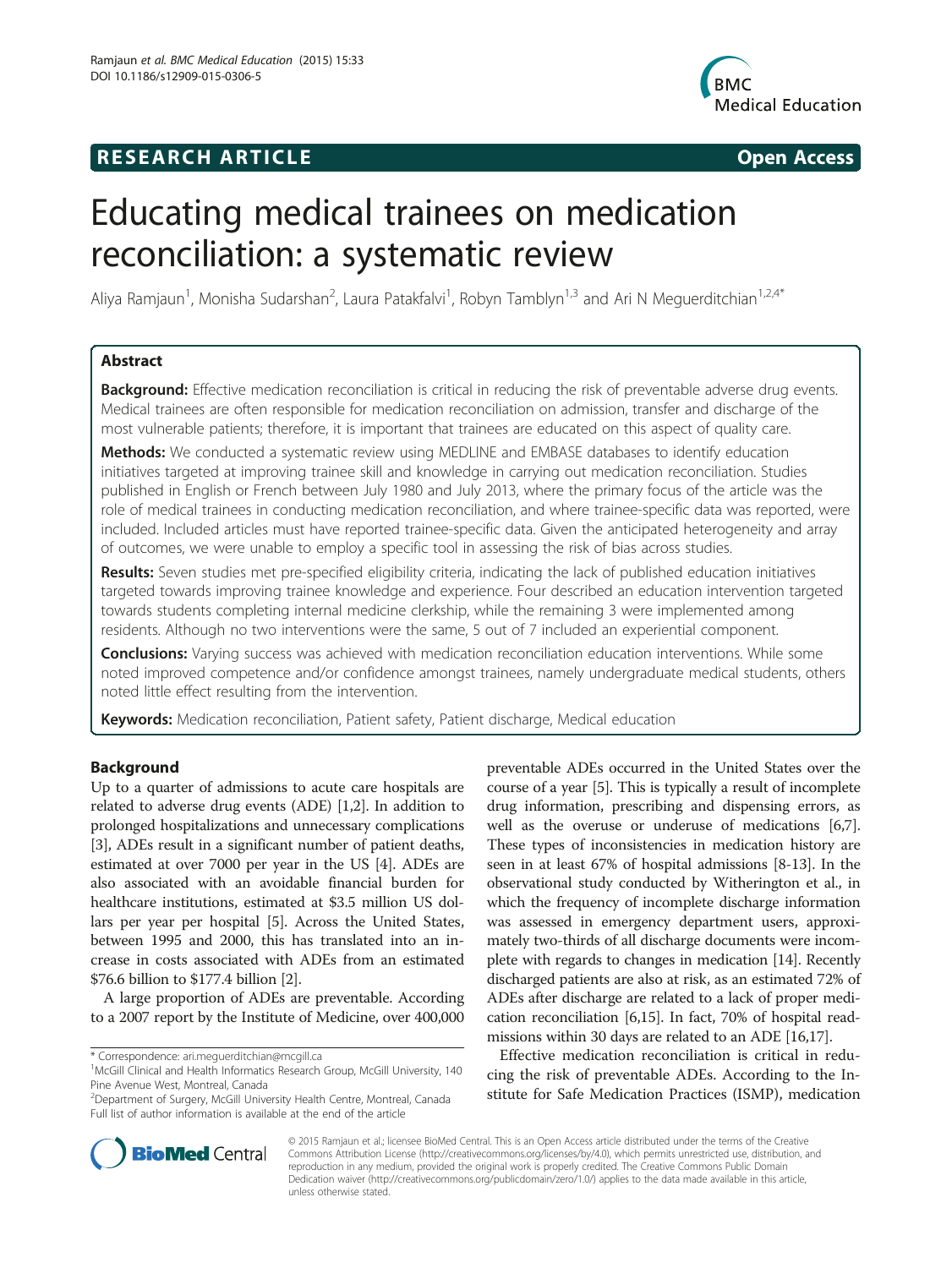**RESEARCH ARTICLE** **Open Access**

# Educating medical trainees on medication reconciliation: a systematic review

Aliya Ramjaun[1], Monisha Sudarshan[2], Laura Patakfalvi[1], Robyn Tamblyn[1,3] and Ari N Meguerditchian[1,2,4*]

## Abstract

**Background:** Effective medication reconciliation is critical in reducing the risk of preventable adverse drug events. Medical trainees are often responsible for medication reconciliation on admission, transfer and discharge of the most vulnerable patients; therefore, it is important that trainees are educated on this aspect of quality care.

**Methods:** We conducted a systematic review using MEDLINE and EMBASE databases to identify education initiatives targeted at improving trainee skill and knowledge in carrying out medication reconciliation. Studies published in English or French between July 1980 and July 2013, where the primary focus of the article was the role of medical trainees in conducting medication reconciliation, and where trainee-specific data was reported, were included. Included articles must have reported trainee-specific data. Given the anticipated heterogeneity and array of outcomes, we were unable to employ a specific tool in assessing the risk of bias across studies.

**Results:** Seven studies met pre-specified eligibility criteria, indicating the lack of published education initiatives targeted towards improving trainee knowledge and experience. Four described an education intervention targeted towards students completing internal medicine clerkship, while the remaining 3 were implemented among residents. Although no two interventions were the same, 5 out of 7 included an experiential component.

**Conclusions:** Varying success was achieved with medication reconciliation education interventions. While some noted improved competence and/or confidence amongst trainees, namely undergraduate medical students, others noted little effect resulting from the intervention.

**Keywords:** Medication reconciliation, Patient safety, Patient discharge, Medical education

## Background

Up to a quarter of admissions to acute care hospitals are related to adverse drug events (ADE) [1,2]. In addition to prolonged hospitalizations and unnecessary complications [3], ADEs result in a significant number of patient deaths, estimated at over 7000 per year in the US [4]. ADEs are also associated with an avoidable financial burden for healthcare institutions, estimated at $3.5 million US dollars per year per hospital [5]. Across the United States, between 1995 and 2000, this has translated into an increase in costs associated with ADEs from an estimated $76.6 billion to $177.4 billion [2].

A large proportion of ADEs are preventable. According to a 2007 report by the Institute of Medicine, over 400,000 preventable ADEs occurred in the United States over the course of a year [5]. This is typically a result of incomplete drug information, prescribing and dispensing errors, as well as the overuse or underuse of medications [6,7]. These types of inconsistencies in medication history are seen in at least 67% of hospital admissions [8-13]. In the observational study conducted by Witherington et al., in which the frequency of incomplete discharge information was assessed in emergency department users, approximately two-thirds of all discharge documents were incomplete with regards to changes in medication [14]. Recently discharged patients are also at risk, as an estimated 72% of ADEs after discharge are related to a lack of proper medication reconciliation [6,15]. In fact, 70% of hospital readmissions within 30 days are related to an ADE [16,17].

Effective medication reconciliation is critical in reducing the risk of preventable ADEs. According to the Institute for Safe Medication Practices (ISMP), medication

\* Correspondence: ari.meguerditchian@mcgill.ca
[1]McGill Clinical and Health Informatics Research Group, McGill University, 140 Pine Avenue West, Montreal, Canada
[2]Department of Surgery, McGill University Health Centre, Montreal, Canada
Full list of author information is available at the end of the article

© 2015 Ramjaun et al.; licensee BioMed Central. This is an Open Access article distributed under the terms of the Creative Commons Attribution License (http://creativecommons.org/licenses/by/4.0), which permits unrestricted use, distribution, and reproduction in any medium, provided the original work is properly credited. The Creative Commons Public Domain Dedication waiver (http://creativecommons.org/publicdomain/zero/1.0/) applies to the data made available in this article, unless otherwise stated.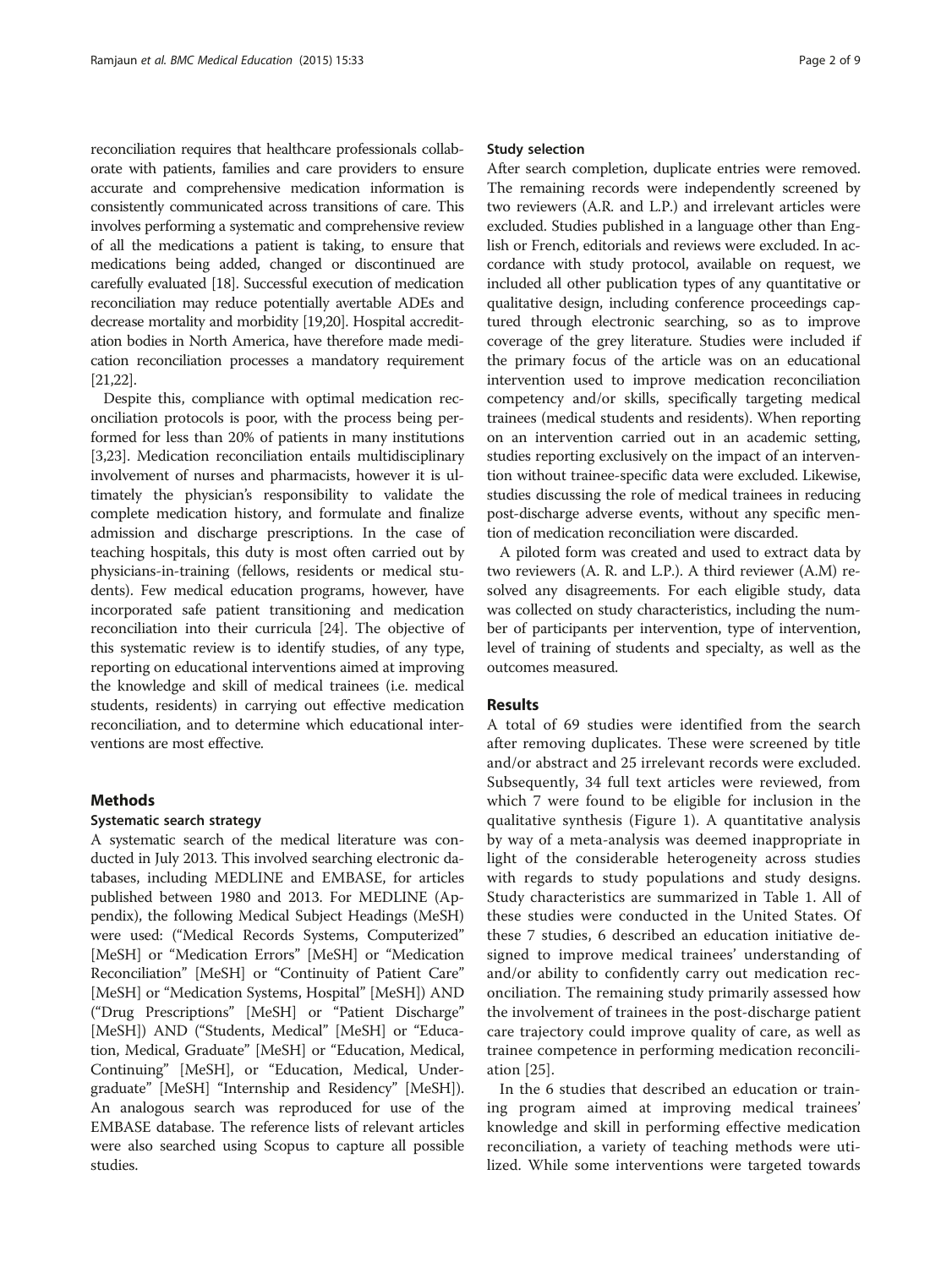reconciliation requires that healthcare professionals collaborate with patients, families and care providers to ensure accurate and comprehensive medication information is consistently communicated across transitions of care. This involves performing a systematic and comprehensive review of all the medications a patient is taking, to ensure that medications being added, changed or discontinued are carefully evaluated [18]. Successful execution of medication reconciliation may reduce potentially avertable ADEs and decrease mortality and morbidity [19,20]. Hospital accreditation bodies in North America, have therefore made medication reconciliation processes a mandatory requirement [21,22].

Despite this, compliance with optimal medication reconciliation protocols is poor, with the process being performed for less than 20% of patients in many institutions [3,23]. Medication reconciliation entails multidisciplinary involvement of nurses and pharmacists, however it is ultimately the physician's responsibility to validate the complete medication history, and formulate and finalize admission and discharge prescriptions. In the case of teaching hospitals, this duty is most often carried out by physicians-in-training (fellows, residents or medical students). Few medical education programs, however, have incorporated safe patient transitioning and medication reconciliation into their curricula [24]. The objective of this systematic review is to identify studies, of any type, reporting on educational interventions aimed at improving the knowledge and skill of medical trainees (i.e. medical students, residents) in carrying out effective medication reconciliation, and to determine which educational interventions are most effective.

## Methods

### Systematic search strategy

A systematic search of the medical literature was conducted in July 2013. This involved searching electronic databases, including MEDLINE and EMBASE, for articles published between 1980 and 2013. For MEDLINE (Appendix), the following Medical Subject Headings (MeSH) were used: ("Medical Records Systems, Computerized" [MeSH] or "Medication Errors" [MeSH] or "Medication Reconciliation" [MeSH] or "Continuity of Patient Care" [MeSH] or "Medication Systems, Hospital" [MeSH]) AND ("Drug Prescriptions" [MeSH] or "Patient Discharge" [MeSH]) AND ("Students, Medical" [MeSH] or "Education, Medical, Graduate" [MeSH] or "Education, Medical, Continuing" [MeSH], or "Education, Medical, Undergraduate" [MeSH] "Internship and Residency" [MeSH]). An analogous search was reproduced for use of the EMBASE database. The reference lists of relevant articles were also searched using Scopus to capture all possible studies.

### Study selection

After search completion, duplicate entries were removed. The remaining records were independently screened by two reviewers (A.R. and L.P.) and irrelevant articles were excluded. Studies published in a language other than English or French, editorials and reviews were excluded. In accordance with study protocol, available on request, we included all other publication types of any quantitative or qualitative design, including conference proceedings captured through electronic searching, so as to improve coverage of the grey literature. Studies were included if the primary focus of the article was on an educational intervention used to improve medication reconciliation competency and/or skills, specifically targeting medical trainees (medical students and residents). When reporting on an intervention carried out in an academic setting, studies reporting exclusively on the impact of an intervention without trainee-specific data were excluded. Likewise, studies discussing the role of medical trainees in reducing post-discharge adverse events, without any specific mention of medication reconciliation were discarded.

A piloted form was created and used to extract data by two reviewers (A. R. and L.P.). A third reviewer (A.M) resolved any disagreements. For each eligible study, data was collected on study characteristics, including the number of participants per intervention, type of intervention, level of training of students and specialty, as well as the outcomes measured.

## Results

A total of 69 studies were identified from the search after removing duplicates. These were screened by title and/or abstract and 25 irrelevant records were excluded. Subsequently, 34 full text articles were reviewed, from which 7 were found to be eligible for inclusion in the qualitative synthesis (Figure 1). A quantitative analysis by way of a meta-analysis was deemed inappropriate in light of the considerable heterogeneity across studies with regards to study populations and study designs. Study characteristics are summarized in Table 1. All of these studies were conducted in the United States. Of these 7 studies, 6 described an education initiative designed to improve medical trainees' understanding of and/or ability to confidently carry out medication reconciliation. The remaining study primarily assessed how the involvement of trainees in the post-discharge patient care trajectory could improve quality of care, as well as trainee competence in performing medication reconciliation [25].

In the 6 studies that described an education or training program aimed at improving medical trainees' knowledge and skill in performing effective medication reconciliation, a variety of teaching methods were utilized. While some interventions were targeted towards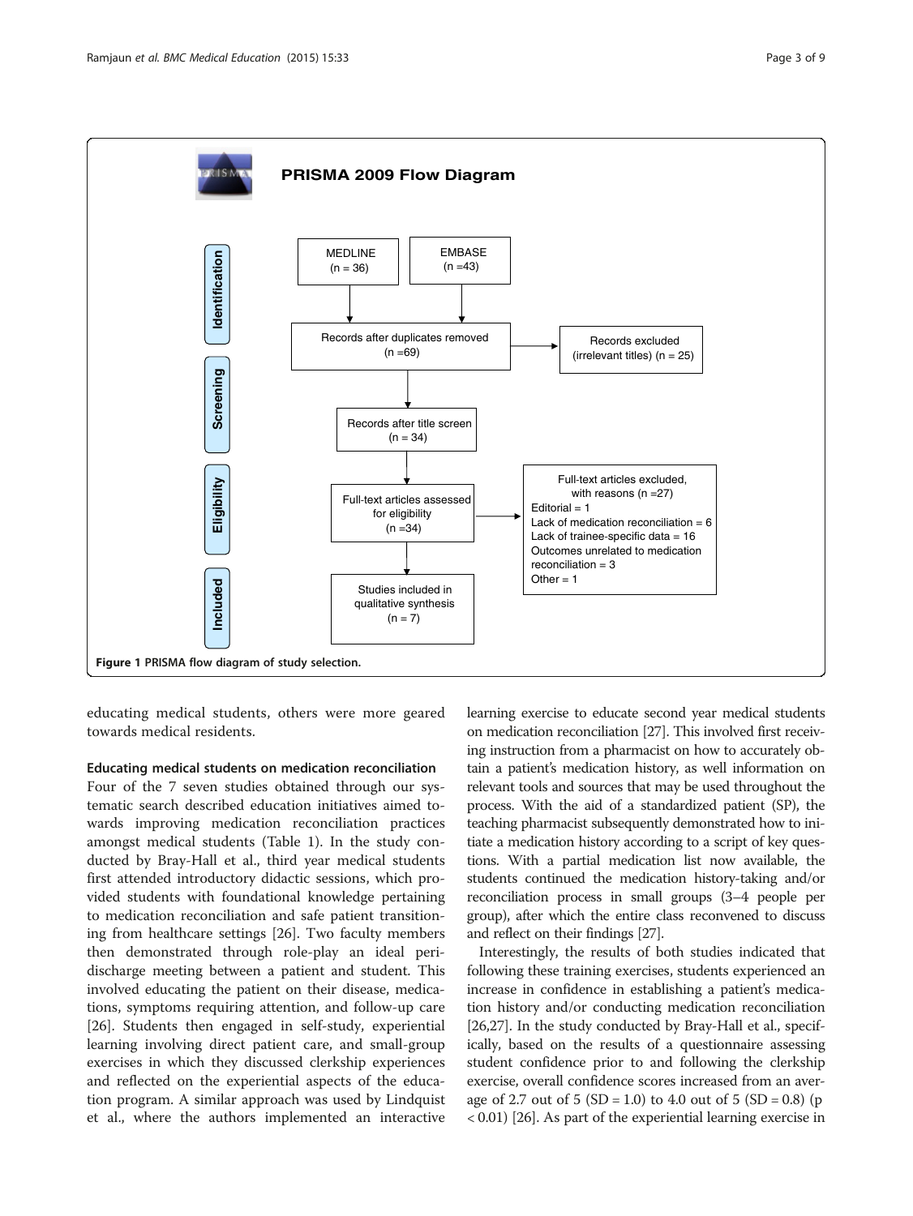PRISMA 2009 Flow Diagram

Identification: MEDLINE (n = 36); EMBASE (n =43)

Records after duplicates removed (n =69) → Records excluded (irrelevant titles) (n = 25)

Screening: Records after title screen (n = 34)

Eligibility: Full-text articles assessed for eligibility (n =34) → Full-text articles excluded, with reasons (n =27)
Editorial = 1
Lack of medication reconciliation = 6
Lack of trainee-specific data = 16
Outcomes unrelated to medication reconciliation = 3
Other = 1

Included: Studies included in qualitative synthesis (n = 7)

**Figure 1 PRISMA flow diagram of study selection.**

educating medical students, others were more geared towards medical residents.

### Educating medical students on medication reconciliation

Four of the 7 seven studies obtained through our systematic search described education initiatives aimed towards improving medication reconciliation practices amongst medical students (Table 1). In the study conducted by Bray-Hall et al., third year medical students first attended introductory didactic sessions, which provided students with foundational knowledge pertaining to medication reconciliation and safe patient transitioning from healthcare settings [26]. Two faculty members then demonstrated through role-play an ideal peri-discharge meeting between a patient and student. This involved educating the patient on their disease, medications, symptoms requiring attention, and follow-up care [26]. Students then engaged in self-study, experiential learning involving direct patient care, and small-group exercises in which they discussed clerkship experiences and reflected on the experiential aspects of the education program. A similar approach was used by Lindquist et al., where the authors implemented an interactive learning exercise to educate second year medical students on medication reconciliation [27]. This involved first receiving instruction from a pharmacist on how to accurately obtain a patient's medication history, as well information on relevant tools and sources that may be used throughout the process. With the aid of a standardized patient (SP), the teaching pharmacist subsequently demonstrated how to initiate a medication history according to a script of key questions. With a partial medication list now available, the students continued the medication history-taking and/or reconciliation process in small groups (3–4 people per group), after which the entire class reconvened to discuss and reflect on their findings [27].

Interestingly, the results of both studies indicated that following these training exercises, students experienced an increase in confidence in establishing a patient's medication history and/or conducting medication reconciliation [26,27]. In the study conducted by Bray-Hall et al., specifically, based on the results of a questionnaire assessing student confidence prior to and following the clerkship exercise, overall confidence scores increased from an average of 2.7 out of 5 (SD = 1.0) to 4.0 out of 5 (SD = 0.8) ($p < 0.01$) [26]. As part of the experiential learning exercise in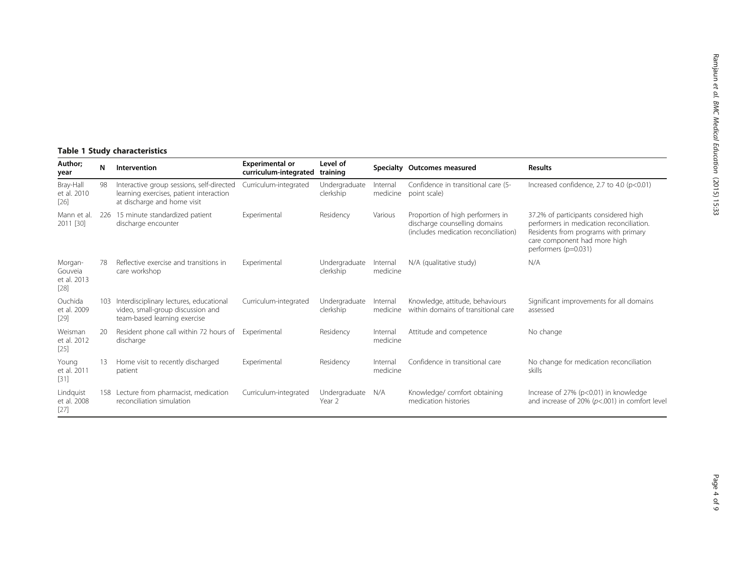**Table 1 Study characteristics**

| Author; year | N | Intervention | Experimental or curriculum-integrated | Level of training | Specialty | Outcomes measured | Results |
|---|---|---|---|---|---|---|---|
| Bray-Hall et al. 2010 [26] | 98 | Interactive group sessions, self-directed learning exercises, patient interaction at discharge and home visit | Curriculum-integrated | Undergraduate clerkship | Internal medicine | Confidence in transitional care (5-point scale) | Increased confidence, 2.7 to 4.0 ($p<0.01$) |
| Mann et al. 2011 [30] | 226 | 15 minute standardized patient discharge encounter | Experimental | Residency | Various | Proportion of high performers in discharge counselling domains (includes medication reconciliation) | 37.2% of participants considered high performers in medication reconciliation. Residents from programs with primary care component had more high performers ($p=0.031$) |
| Morgan-Gouveia et al. 2013 [28] | 78 | Reflective exercise and transitions in care workshop | Experimental | Undergraduate clerkship | Internal medicine | N/A (qualitative study) | N/A |
| Ouchida et al. 2009 [29] | 103 | Interdisciplinary lectures, educational video, small-group discussion and team-based learning exercise | Curriculum-integrated | Undergraduate clerkship | Internal medicine | Knowledge, attitude, behaviours within domains of transitional care | Significant improvements for all domains assessed |
| Weisman et al. 2012 [25] | 20 | Resident phone call within 72 hours of discharge | Experimental | Residency | Internal medicine | Attitude and competence | No change |
| Young et al. 2011 [31] | 13 | Home visit to recently discharged patient | Experimental | Residency | Internal medicine | Confidence in transitional care | No change for medication reconciliation skills |
| Lindquist et al. 2008 [27] | 158 | Lecture from pharmacist, medication reconciliation simulation | Curriculum-integrated | Undergraduate Year 2 | N/A | Knowledge/ comfort obtaining medication histories | Increase of 27% ($p<0.01$) in knowledge and increase of 20% ($p<.001$) in comfort level |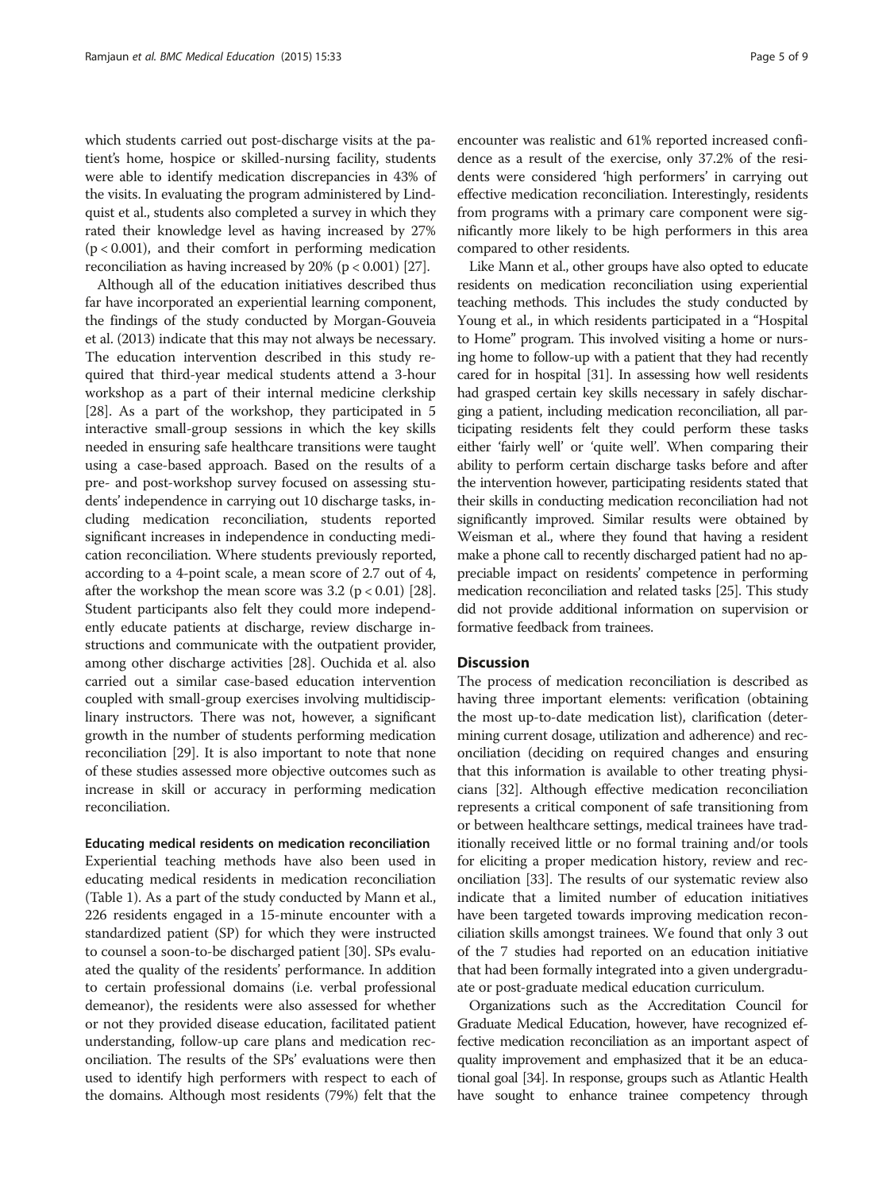which students carried out post-discharge visits at the patient's home, hospice or skilled-nursing facility, students were able to identify medication discrepancies in 43% of the visits. In evaluating the program administered by Lindquist et al., students also completed a survey in which they rated their knowledge level as having increased by 27% ($p < 0.001$), and their comfort in performing medication reconciliation as having increased by 20% ($p < 0.001$) [27].

Although all of the education initiatives described thus far have incorporated an experiential learning component, the findings of the study conducted by Morgan-Gouveia et al. (2013) indicate that this may not always be necessary. The education intervention described in this study required that third-year medical students attend a 3-hour workshop as a part of their internal medicine clerkship [28]. As a part of the workshop, they participated in 5 interactive small-group sessions in which the key skills needed in ensuring safe healthcare transitions were taught using a case-based approach. Based on the results of a pre- and post-workshop survey focused on assessing students' independence in carrying out 10 discharge tasks, including medication reconciliation, students reported significant increases in independence in conducting medication reconciliation. Where students previously reported, according to a 4-point scale, a mean score of 2.7 out of 4, after the workshop the mean score was 3.2 ($p < 0.01$) [28]. Student participants also felt they could more independently educate patients at discharge, review discharge instructions and communicate with the outpatient provider, among other discharge activities [28]. Ouchida et al. also carried out a similar case-based education intervention coupled with small-group exercises involving multidisciplinary instructors. There was not, however, a significant growth in the number of students performing medication reconciliation [29]. It is also important to note that none of these studies assessed more objective outcomes such as increase in skill or accuracy in performing medication reconciliation.

### Educating medical residents on medication reconciliation

Experiential teaching methods have also been used in educating medical residents in medication reconciliation (Table 1). As a part of the study conducted by Mann et al., 226 residents engaged in a 15-minute encounter with a standardized patient (SP) for which they were instructed to counsel a soon-to-be discharged patient [30]. SPs evaluated the quality of the residents' performance. In addition to certain professional domains (i.e. verbal professional demeanor), the residents were also assessed for whether or not they provided disease education, facilitated patient understanding, follow-up care plans and medication reconciliation. The results of the SPs' evaluations were then used to identify high performers with respect to each of the domains. Although most residents (79%) felt that the encounter was realistic and 61% reported increased confidence as a result of the exercise, only 37.2% of the residents were considered 'high performers' in carrying out effective medication reconciliation. Interestingly, residents from programs with a primary care component were significantly more likely to be high performers in this area compared to other residents.

Like Mann et al., other groups have also opted to educate residents on medication reconciliation using experiential teaching methods. This includes the study conducted by Young et al., in which residents participated in a "Hospital to Home" program. This involved visiting a home or nursing home to follow-up with a patient that they had recently cared for in hospital [31]. In assessing how well residents had grasped certain key skills necessary in safely discharging a patient, including medication reconciliation, all participating residents felt they could perform these tasks either 'fairly well' or 'quite well'. When comparing their ability to perform certain discharge tasks before and after the intervention however, participating residents stated that their skills in conducting medication reconciliation had not significantly improved. Similar results were obtained by Weisman et al., where they found that having a resident make a phone call to recently discharged patient had no appreciable impact on residents' competence in performing medication reconciliation and related tasks [25]. This study did not provide additional information on supervision or formative feedback from trainees.

## Discussion

The process of medication reconciliation is described as having three important elements: verification (obtaining the most up-to-date medication list), clarification (determining current dosage, utilization and adherence) and reconciliation (deciding on required changes and ensuring that this information is available to other treating physicians [32]. Although effective medication reconciliation represents a critical component of safe transitioning from or between healthcare settings, medical trainees have traditionally received little or no formal training and/or tools for eliciting a proper medication history, review and reconciliation [33]. The results of our systematic review also indicate that a limited number of education initiatives have been targeted towards improving medication reconciliation skills amongst trainees. We found that only 3 out of the 7 studies had reported on an education initiative that had been formally integrated into a given undergraduate or post-graduate medical education curriculum.

Organizations such as the Accreditation Council for Graduate Medical Education, however, have recognized effective medication reconciliation as an important aspect of quality improvement and emphasized that it be an educational goal [34]. In response, groups such as Atlantic Health have sought to enhance trainee competency through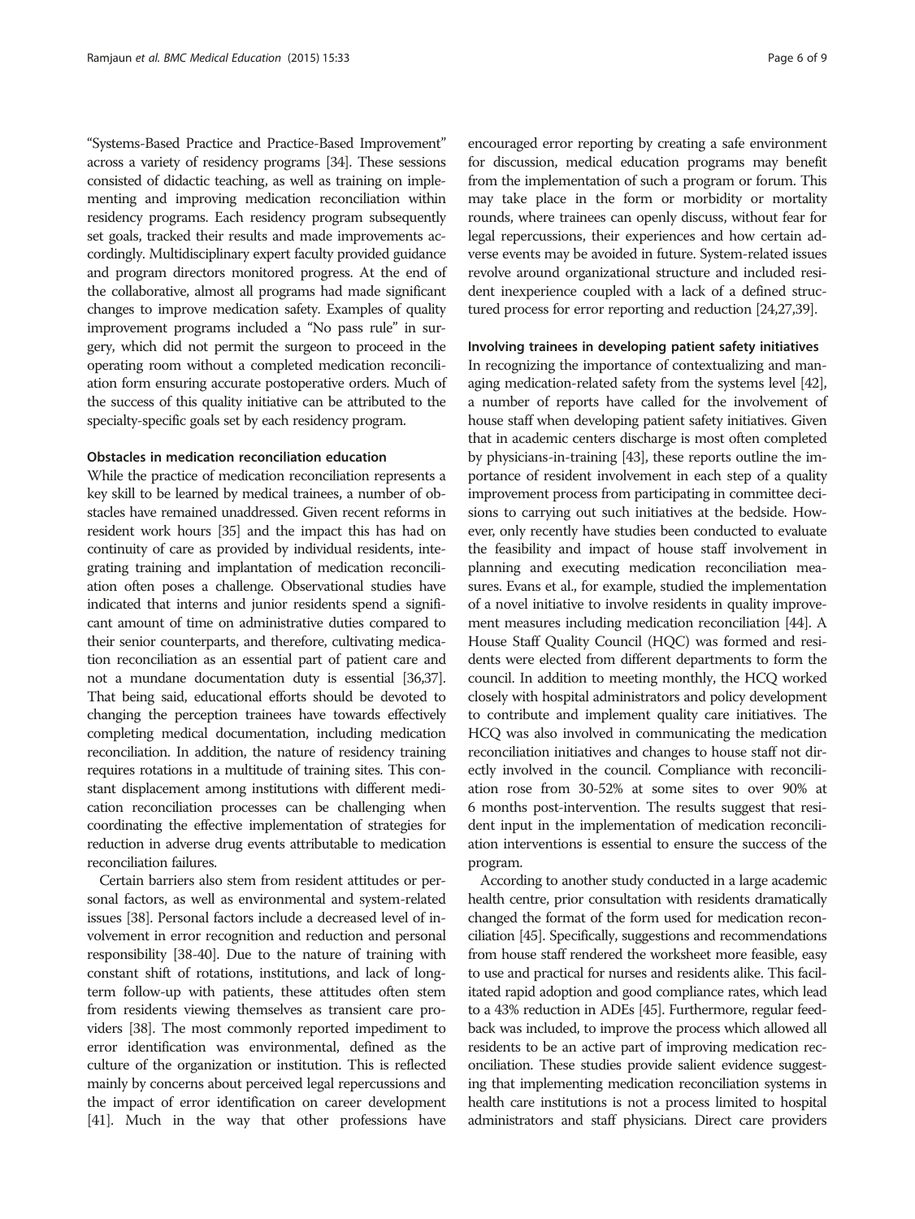"Systems-Based Practice and Practice-Based Improvement" across a variety of residency programs [34]. These sessions consisted of didactic teaching, as well as training on implementing and improving medication reconciliation within residency programs. Each residency program subsequently set goals, tracked their results and made improvements accordingly. Multidisciplinary expert faculty provided guidance and program directors monitored progress. At the end of the collaborative, almost all programs had made significant changes to improve medication safety. Examples of quality improvement programs included a "No pass rule" in surgery, which did not permit the surgeon to proceed in the operating room without a completed medication reconciliation form ensuring accurate postoperative orders. Much of the success of this quality initiative can be attributed to the specialty-specific goals set by each residency program.

#### Obstacles in medication reconciliation education

While the practice of medication reconciliation represents a key skill to be learned by medical trainees, a number of obstacles have remained unaddressed. Given recent reforms in resident work hours [35] and the impact this has had on continuity of care as provided by individual residents, integrating training and implantation of medication reconciliation often poses a challenge. Observational studies have indicated that interns and junior residents spend a significant amount of time on administrative duties compared to their senior counterparts, and therefore, cultivating medication reconciliation as an essential part of patient care and not a mundane documentation duty is essential [36,37]. That being said, educational efforts should be devoted to changing the perception trainees have towards effectively completing medical documentation, including medication reconciliation. In addition, the nature of residency training requires rotations in a multitude of training sites. This constant displacement among institutions with different medication reconciliation processes can be challenging when coordinating the effective implementation of strategies for reduction in adverse drug events attributable to medication reconciliation failures.

Certain barriers also stem from resident attitudes or personal factors, as well as environmental and system-related issues [38]. Personal factors include a decreased level of involvement in error recognition and reduction and personal responsibility [38-40]. Due to the nature of training with constant shift of rotations, institutions, and lack of long-term follow-up with patients, these attitudes often stem from residents viewing themselves as transient care providers [38]. The most commonly reported impediment to error identification was environmental, defined as the culture of the organization or institution. This is reflected mainly by concerns about perceived legal repercussions and the impact of error identification on career development [41]. Much in the way that other professions have encouraged error reporting by creating a safe environment for discussion, medical education programs may benefit from the implementation of such a program or forum. This may take place in the form or morbidity or mortality rounds, where trainees can openly discuss, without fear for legal repercussions, their experiences and how certain adverse events may be avoided in future. System-related issues revolve around organizational structure and included resident inexperience coupled with a lack of a defined structured process for error reporting and reduction [24,27,39].

#### Involving trainees in developing patient safety initiatives

In recognizing the importance of contextualizing and managing medication-related safety from the systems level [42], a number of reports have called for the involvement of house staff when developing patient safety initiatives. Given that in academic centers discharge is most often completed by physicians-in-training [43], these reports outline the importance of resident involvement in each step of a quality improvement process from participating in committee decisions to carrying out such initiatives at the bedside. However, only recently have studies been conducted to evaluate the feasibility and impact of house staff involvement in planning and executing medication reconciliation measures. Evans et al., for example, studied the implementation of a novel initiative to involve residents in quality improvement measures including medication reconciliation [44]. A House Staff Quality Council (HQC) was formed and residents were elected from different departments to form the council. In addition to meeting monthly, the HCQ worked closely with hospital administrators and policy development to contribute and implement quality care initiatives. The HCQ was also involved in communicating the medication reconciliation initiatives and changes to house staff not directly involved in the council. Compliance with reconciliation rose from 30-52% at some sites to over 90% at 6 months post-intervention. The results suggest that resident input in the implementation of medication reconciliation interventions is essential to ensure the success of the program.

According to another study conducted in a large academic health centre, prior consultation with residents dramatically changed the format of the form used for medication reconciliation [45]. Specifically, suggestions and recommendations from house staff rendered the worksheet more feasible, easy to use and practical for nurses and residents alike. This facilitated rapid adoption and good compliance rates, which lead to a 43% reduction in ADEs [45]. Furthermore, regular feedback was included, to improve the process which allowed all residents to be an active part of improving medication reconciliation. These studies provide salient evidence suggesting that implementing medication reconciliation systems in health care institutions is not a process limited to hospital administrators and staff physicians. Direct care providers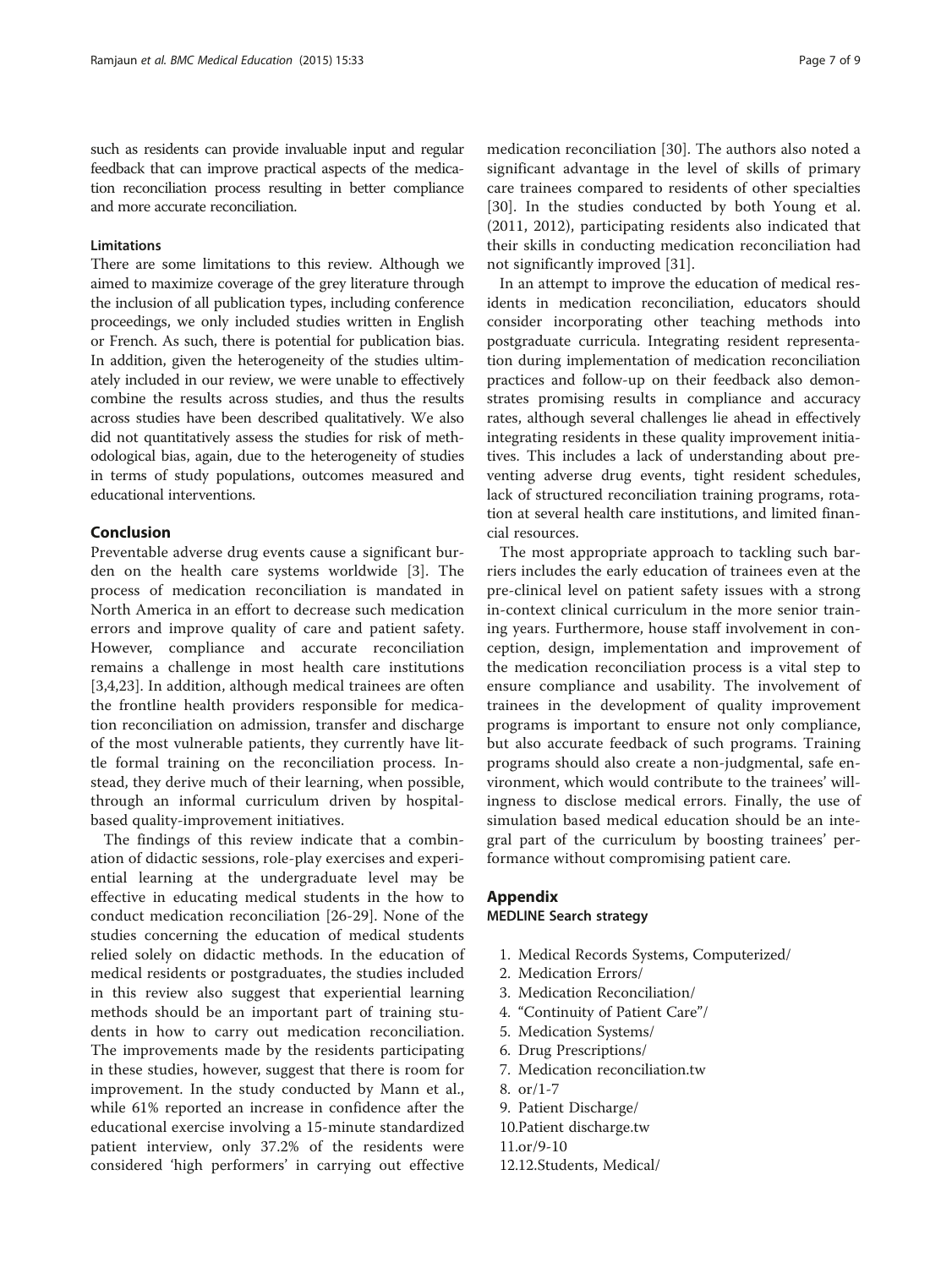such as residents can provide invaluable input and regular feedback that can improve practical aspects of the medication reconciliation process resulting in better compliance and more accurate reconciliation.

### Limitations

There are some limitations to this review. Although we aimed to maximize coverage of the grey literature through the inclusion of all publication types, including conference proceedings, we only included studies written in English or French. As such, there is potential for publication bias. In addition, given the heterogeneity of the studies ultimately included in our review, we were unable to effectively combine the results across studies, and thus the results across studies have been described qualitatively. We also did not quantitatively assess the studies for risk of methodological bias, again, due to the heterogeneity of studies in terms of study populations, outcomes measured and educational interventions.

## Conclusion

Preventable adverse drug events cause a significant burden on the health care systems worldwide [3]. The process of medication reconciliation is mandated in North America in an effort to decrease such medication errors and improve quality of care and patient safety. However, compliance and accurate reconciliation remains a challenge in most health care institutions [3,4,23]. In addition, although medical trainees are often the frontline health providers responsible for medication reconciliation on admission, transfer and discharge of the most vulnerable patients, they currently have little formal training on the reconciliation process. Instead, they derive much of their learning, when possible, through an informal curriculum driven by hospital-based quality-improvement initiatives.

The findings of this review indicate that a combination of didactic sessions, role-play exercises and experiential learning at the undergraduate level may be effective in educating medical students in the how to conduct medication reconciliation [26-29]. None of the studies concerning the education of medical students relied solely on didactic methods. In the education of medical residents or postgraduates, the studies included in this review also suggest that experiential learning methods should be an important part of training students in how to carry out medication reconciliation. The improvements made by the residents participating in these studies, however, suggest that there is room for improvement. In the study conducted by Mann et al., while 61% reported an increase in confidence after the educational exercise involving a 15-minute standardized patient interview, only 37.2% of the residents were considered 'high performers' in carrying out effective medication reconciliation [30]. The authors also noted a significant advantage in the level of skills of primary care trainees compared to residents of other specialties [30]. In the studies conducted by both Young et al. (2011, 2012), participating residents also indicated that their skills in conducting medication reconciliation had not significantly improved [31].

In an attempt to improve the education of medical residents in medication reconciliation, educators should consider incorporating other teaching methods into postgraduate curricula. Integrating resident representation during implementation of medication reconciliation practices and follow-up on their feedback also demonstrates promising results in compliance and accuracy rates, although several challenges lie ahead in effectively integrating residents in these quality improvement initiatives. This includes a lack of understanding about preventing adverse drug events, tight resident schedules, lack of structured reconciliation training programs, rotation at several health care institutions, and limited financial resources.

The most appropriate approach to tackling such barriers includes the early education of trainees even at the pre-clinical level on patient safety issues with a strong in-context clinical curriculum in the more senior training years. Furthermore, house staff involvement in conception, design, implementation and improvement of the medication reconciliation process is a vital step to ensure compliance and usability. The involvement of trainees in the development of quality improvement programs is important to ensure not only compliance, but also accurate feedback of such programs. Training programs should also create a non-judgmental, safe environment, which would contribute to the trainees' willingness to disclose medical errors. Finally, the use of simulation based medical education should be an integral part of the curriculum by boosting trainees' performance without compromising patient care.

## Appendix

### MEDLINE Search strategy

1. Medical Records Systems, Computerized/
2. Medication Errors/
3. Medication Reconciliation/
4. "Continuity of Patient Care"/
5. Medication Systems/
6. Drug Prescriptions/
7. Medication reconciliation.tw
8. or/1-7
9. Patient Discharge/
10. Patient discharge.tw
11. or/9-10
12. 12.Students, Medical/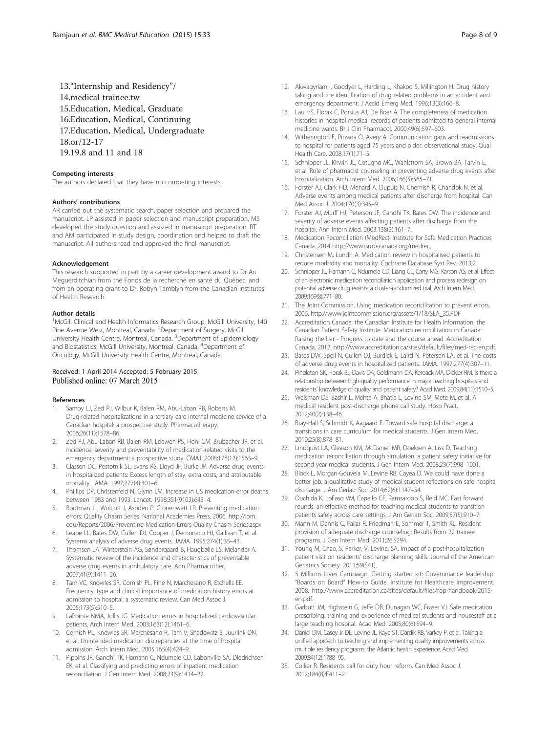13."Internship and Residency"/
14.medical trainee.tw
15.Education, Medical, Graduate
16.Education, Medical, Continuing
17.Education, Medical, Undergraduate
18.or/12-17
19.19.8 and 11 and 18

#### Competing interests

The authors declared that they have no competing interests.

#### Authors' contributions

AR carried out the systematic search, paper selection and prepared the manuscript. LP assisted in paper selection and manuscript preparation. MS developed the study question and assisted in manuscript preparation. RT and AM participated in study design, coordination and helped to draft the manuscript. All authors read and approved the final manuscript.

#### Acknowledgement

This research supported in part by a career development award to Dr Ari Meguerditchian from the Fonds de la recherché en santé du Québec, and from an operating grant to Dr. Robyn Tamblyn from the Canadian Institutes of Health Research.

#### Author details

[1]McGill Clinical and Health Informatics Research Group, McGill University, 140 Pine Avenue West, Montreal, Canada. [2]Department of Surgery, McGill University Health Centre, Montreal, Canada. [3]Department of Epidemiology and Biostatistics, McGill University, Montreal, Canada. [4]Department of Oncology, McGill University Health Centre, Montreal, Canada.

Received: 1 April 2014 Accepted: 5 February 2015
Published online: 07 March 2015

#### References

1. Samoy LJ, Zed PJ, Wilbur K, Balen RM, Abu-Laban RB, Roberts M. Drug-related hospitalizations in a tertiary care internal medicine service of a Canadian hospital: a prospective study. Pharmacotherapy. 2006;26(11):1578–86.
2. Zed PJ, Abu-Laban RB, Balen RM, Loewen PS, Hohl CM, Brubacher JR, et al. Incidence, severity and preventability of medication-related visits to the emergency department: a prospective study. CMAJ. 2008;178(12):1563–9.
3. Classen DC, Pestotnik SL, Evans RS, Lloyd JF, Burke JP. Adverse drug events in hospitalized patients: Excess length of stay, extra costs, and attributable mortality. JAMA. 1997;277(4):301–6.
4. Phillips DP, Christenfeld N, Glynn LM. Increase in US medication-error deaths between 1983 and 1993. Lancet. 1998;351(9103):643–4.
5. Bootman JL, Wolcott J, Aspden P, Cronenwett LR. Preventing medication errors: Quality Chasm Series. National Academies Press. 2006. http://iom.edu/Reports/2006/Preventing-Medication-Errors-Quality-Chasm-Series.aspx
6. Leape LL, Bates DW, Cullen DJ, Cooper J, Demonaco HJ, Gallivan T, et al. Systems analysis of adverse drug events. JAMA. 1995;274(1):35–43.
7. Thomsen LA, Winterstein AG, Søndergaard B, Haugbølle LS, Melander A. Systematic review of the incidence and characteristics of preventable adverse drug events in ambulatory care. Ann Pharmacother. 2007;41(9):1411–26.
8. Tam VC, Knowles SR, Cornish PL, Fine N, Marchesano R, Etchells EE. Frequency, type and clinical importance of medication history errors at admission to hospital: a systematic review. Can Med Assoc J. 2005;173(5):510–5.
9. LaPointe NMA, Jollis JG. Medication errors in hospitalized cardiovascular patients. Arch Intern Med. 2003;163(12):1461–6.
10. Cornish PL, Knowles SR, Marchesano R, Tam V, Shadowitz S, Juurlink DN, et al. Unintended medication discrepancies at the time of hospital admission. Arch Intern Med. 2005;165(4):424–9.
11. Pippins JR, Gandhi TK, Hamann C, Ndumele CD, Labonville SA, Diedrichsen EK, et al. Classifying and predicting errors of inpatient medication reconciliation. J Gen Intern Med. 2008;23(9):1414–22.
12. Akwagyriam I, Goodyer L, Harding L, Khakoo S, Millington H. Drug history taking and the identification of drug related problems in an accident and emergency department. J Accid Emerg Med. 1996;13(3):166–8.
13. Lau HS, Florax C, Porsius AJ, De Boer A. The completeness of medication histories in hospital medical records of patients admitted to general internal medicine wards. Br J Clin Pharmacol. 2000;49(6):597–603.
14. Witherington E, Pirzada O, Avery A. Communication gaps and readmissions to hospital for patients aged 75 years and older: observational study. Qual Health Care. 2008;17(1):71–5.
15. Schnipper JL, Kirwin JL, Cotugno MC, Wahlstrom SA, Brown BA, Tarvin E, et al. Role of pharmacist counseling in preventing adverse drug events after hospitalization. Arch Intern Med. 2006;166(5):565–71.
16. Forster AJ, Clark HD, Menard A, Dupuis N, Chernish R, Chandok N, et al. Adverse events among medical patients after discharge from hospital. Can Med Assoc J. 2004;170(3):345–9.
17. Forster AJ, Murff HJ, Peterson JF, Gandhi TK, Bates DW. The incidence and severity of adverse events affecting patients after discharge from the hospital. Ann Intern Med. 2003;138(3):161–7.
18. Medication Reconciliation (MedRec): Institute for Safe Medication Practices Canada. 2014 http://www.ismp-canada.org/medrec.
19. Christensen M, Lundh A. Medication review in hospitalised patients to reduce morbidity and mortality. Cochrane Database Syst Rev. 2013;2.
20. Schnipper JL, Hamann C, Ndumele CD, Liang CL, Carty MG, Karson AS, et al. Effect of an electronic medication reconciliation application and process redesign on potential adverse drug events: a cluster-randomized trial. Arch Intern Med. 2009;169(8):771–80.
21. The Joint Commission. Using medication reconcilitation to prevent errors. 2006. http://www.jointcommission.org/assets/1/18/SEA_35.PDF
22. Accreditation Canada, the Canadian Institute for Health Information, the Canadian Patient Safety Institute. Medication reconciliation in Canada: Raising the bar - Progress to date and the course ahead. Accreditation Canada. 2012. http://www.accreditation.ca/sites/default/files/med-rec-en.pdf.
23. Bates DW, Spell N, Cullen DJ, Burdick E, Laird N, Petersen LA, et al. The costs of adverse drug events in hospitalized patients. JAMA. 1997;277(4):307–11.
24. Pingleton SK, Horak BJ, Davis DA, Goldmann DA, Keroack MA, Dickler RM. Is there a relationship between high-quality performance in major teaching hospitals and residents' knowledge of quality and patient safety? Acad Med. 2009;84(11):1510–5.
25. Weisman DS, Bashir L, Mehta A, Bhatia L, Levine SM, Mete M, et al. A medical resident post-discharge phone call study. Hosp Pract. 2012;40(2):138–46.
26. Bray-Hall S, Schmidt K, Aagaard E. Toward safe hospital discharge: a transitions in care curriculum for medical students. J Gen Intern Med. 2010;25(8):878–81.
27. Lindquist LA, Gleason KM, McDaniel MR, Doeksen A, Liss D. Teaching medication reconciliation through simulation: a patient safety initiative for second year medical students. J Gen Intern Med. 2008;23(7):998–1001.
28. Block L, Morgan-Gouveia M, Levine RB, Cayea D. We could have done a better job: a qualitative study of medical student reflections on safe hospital discharge. J Am Geriatr Soc. 2014;62(6):1147–54.
29. Ouchida K, LoFaso VM, Capello CF, Ramsaroop S, Reid MC. Fast forward rounds: an effective method for teaching medical students to transition patients safely across care settings. J Am Geriatr Soc. 2009;57(5):910–7.
30. Mann M, Dennis C, Fallar R, Friedman E, Sommer T, Smith KL. Resident provision of adequate discharge counseling: Results from 22 trainee programs. J Gen Intern Med. 2011;26:S294.
31. Young M, Chao, S, Parker, V, Levine, SA. Impact of a post-hospitalization patient visit on residents' discharge planning skills. Journal of the American Geriatrics Society. 2011;59(S41).
32. 5 Millions Lives Campaign. Getting started kit: Governinance leadership "Boards on Board" How-to Guide. Institute for Healthcare Improvement. 2008. http://www.accreditation.ca/sites/default/files/rop-handbook-2015-en.pdf.
33. Garbutt JM, Highstein G, Jeffe DB, Dunagan WC, Fraser VJ. Safe medication prescribing: training and experience of medical students and housestaff at a large teaching hospital. Acad Med. 2005;80(6):594–9.
34. Daniel DM, Casey Jr DE, Levine JL, Kaye ST, Dardik RB, Varkey P, et al. Taking a unified approach to teaching and implementing quality improvements across multiple residency programs: the Atlantic health experience. Acad Med. 2009;84(12):1788–95.
35. Collier R. Residents call for duty hour reform. Can Med Assoc J. 2012;184(8):E411–2.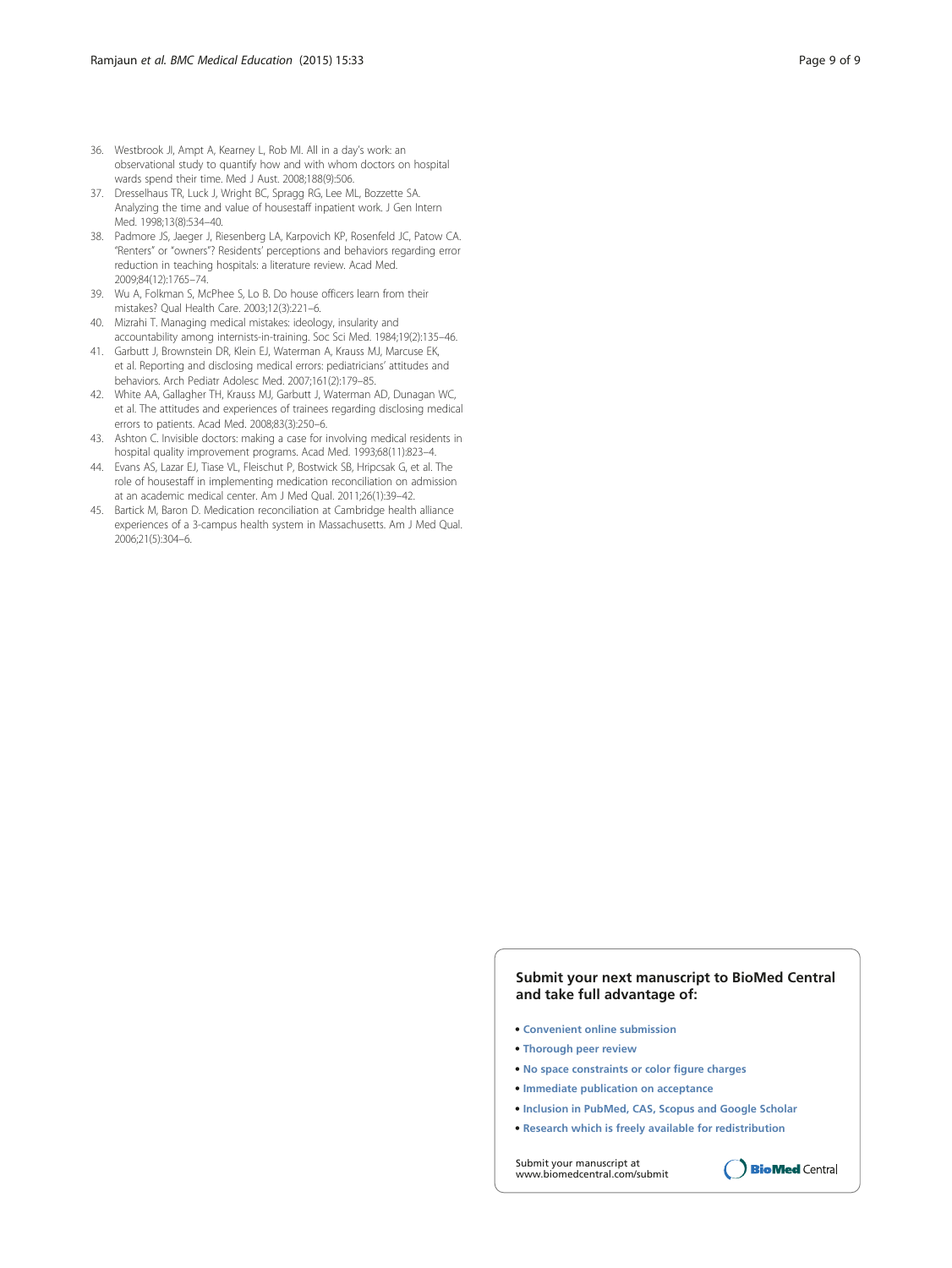36. Westbrook JI, Ampt A, Kearney L, Rob MI. All in a day's work: an observational study to quantify how and with whom doctors on hospital wards spend their time. Med J Aust. 2008;188(9):506.
37. Dresselhaus TR, Luck J, Wright BC, Spragg RG, Lee ML, Bozzette SA. Analyzing the time and value of housestaff inpatient work. J Gen Intern Med. 1998;13(8):534–40.
38. Padmore JS, Jaeger J, Riesenberg LA, Karpovich KP, Rosenfeld JC, Patow CA. "Renters" or "owners"? Residents' perceptions and behaviors regarding error reduction in teaching hospitals: a literature review. Acad Med. 2009;84(12):1765–74.
39. Wu A, Folkman S, McPhee S, Lo B. Do house officers learn from their mistakes? Qual Health Care. 2003;12(3):221–6.
40. Mizrahi T. Managing medical mistakes: ideology, insularity and accountability among internists-in-training. Soc Sci Med. 1984;19(2):135–46.
41. Garbutt J, Brownstein DR, Klein EJ, Waterman A, Krauss MJ, Marcuse EK, et al. Reporting and disclosing medical errors: pediatricians' attitudes and behaviors. Arch Pediatr Adolesc Med. 2007;161(2):179–85.
42. White AA, Gallagher TH, Krauss MJ, Garbutt J, Waterman AD, Dunagan WC, et al. The attitudes and experiences of trainees regarding disclosing medical errors to patients. Acad Med. 2008;83(3):250–6.
43. Ashton C. Invisible doctors: making a case for involving medical residents in hospital quality improvement programs. Acad Med. 1993;68(11):823–4.
44. Evans AS, Lazar EJ, Tiase VL, Fleischut P, Bostwick SB, Hripcsak G, et al. The role of housestaff in implementing medication reconciliation on admission at an academic medical center. Am J Med Qual. 2011;26(1):39–42.
45. Bartick M, Baron D. Medication reconciliation at Cambridge health alliance experiences of a 3-campus health system in Massachusetts. Am J Med Qual. 2006;21(5):304–6.

**Submit your next manuscript to BioMed Central and take full advantage of:**

- **Convenient online submission**
- **Thorough peer review**
- **No space constraints or color figure charges**
- **Immediate publication on acceptance**
- **Inclusion in PubMed, CAS, Scopus and Google Scholar**
- **Research which is freely available for redistribution**

Submit your manuscript at www.biomedcentral.com/submit

BioMed Central